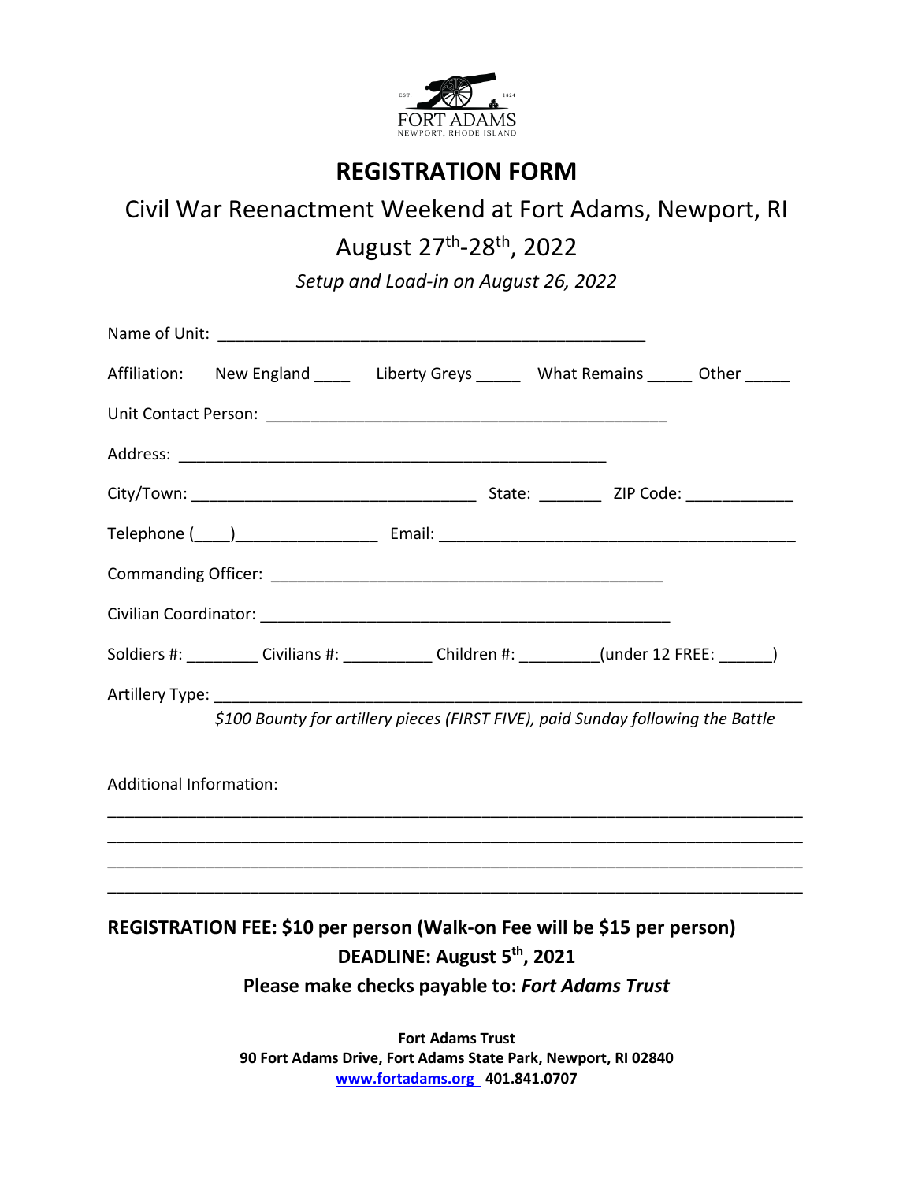EST. 1824

FORT ADAMS

NEWPORT, RHODE ISLAND

# REGISTRATION FORM

## Civil War Reenactment Weekend at Fort Adams, Newport, RI

## August 27th-28th, 2022

*Setup and Load-in on August 26, 2022*

Name of Unit: ____________________________________________

Affiliation: New England ____ Liberty Greys _____ What Remains _____ Other _____

Unit Contact Person: ________________________________________

Address: ____________________________________________

City/Town: ____________________________ State: _______ ZIP Code: ____________

Telephone (____)_______________ Email: ____________________________________

Commanding Officer: ________________________________________

Civilian Coordinator: ________________________________________

Soldiers #: ________ Civilians #: __________ Children #: _________(under 12 FREE: ______)

Artillery Type: ____________________________________________________________

*$100 Bounty for artillery pieces (FIRST FIVE), paid Sunday following the Battle*

Additional Information:

______________________________________________________________________

______________________________________________________________________

______________________________________________________________________

______________________________________________________________________

**REGISTRATION FEE: $10 per person (Walk-on Fee will be $15 per person)**

**DEADLINE: August 5th, 2021**

**Please make checks payable to:** ***Fort Adams Trust***

**Fort Adams Trust**
**90 Fort Adams Drive, Fort Adams State Park, Newport, RI 02840**
**www.fortadams.org 401.841.0707**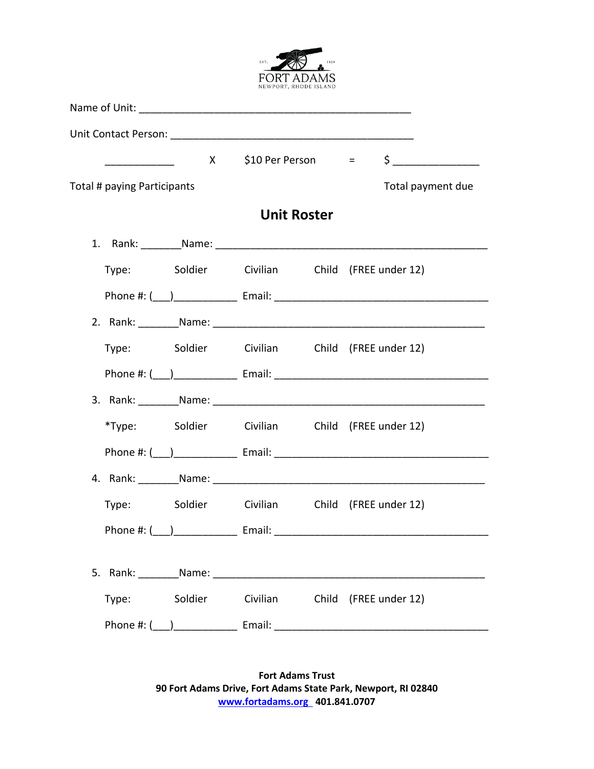FORT ADAMS
NEWPORT, RHODE ISLAND

Name of Unit: ________________________________________________

Unit Contact Person: ___________________________________________

____________ X $10 Per Person = $ _______________

Total # paying Participants Total payment due

## Unit Roster

1. Rank: _______Name: ________________________________________________

   Type: Soldier Civilian Child (FREE under 12)

   Phone #: (___)__________ Email: ____________________________________

2. Rank: _______Name: ________________________________________________

   Type: Soldier Civilian Child (FREE under 12)

   Phone #: (___)__________ Email: ____________________________________

3. Rank: _______Name: ________________________________________________

   *Type: Soldier Civilian Child (FREE under 12)

   Phone #: (___)__________ Email: ____________________________________

4. Rank: _______Name: ________________________________________________

   Type: Soldier Civilian Child (FREE under 12)

   Phone #: (___)__________ Email: ____________________________________

5. Rank: _______Name: ________________________________________________

   Type: Soldier Civilian Child (FREE under 12)

   Phone #: (___)__________ Email: ____________________________________

**Fort Adams Trust**
**90 Fort Adams Drive, Fort Adams State Park, Newport, RI 02840**
**www.fortadams.org 401.841.0707**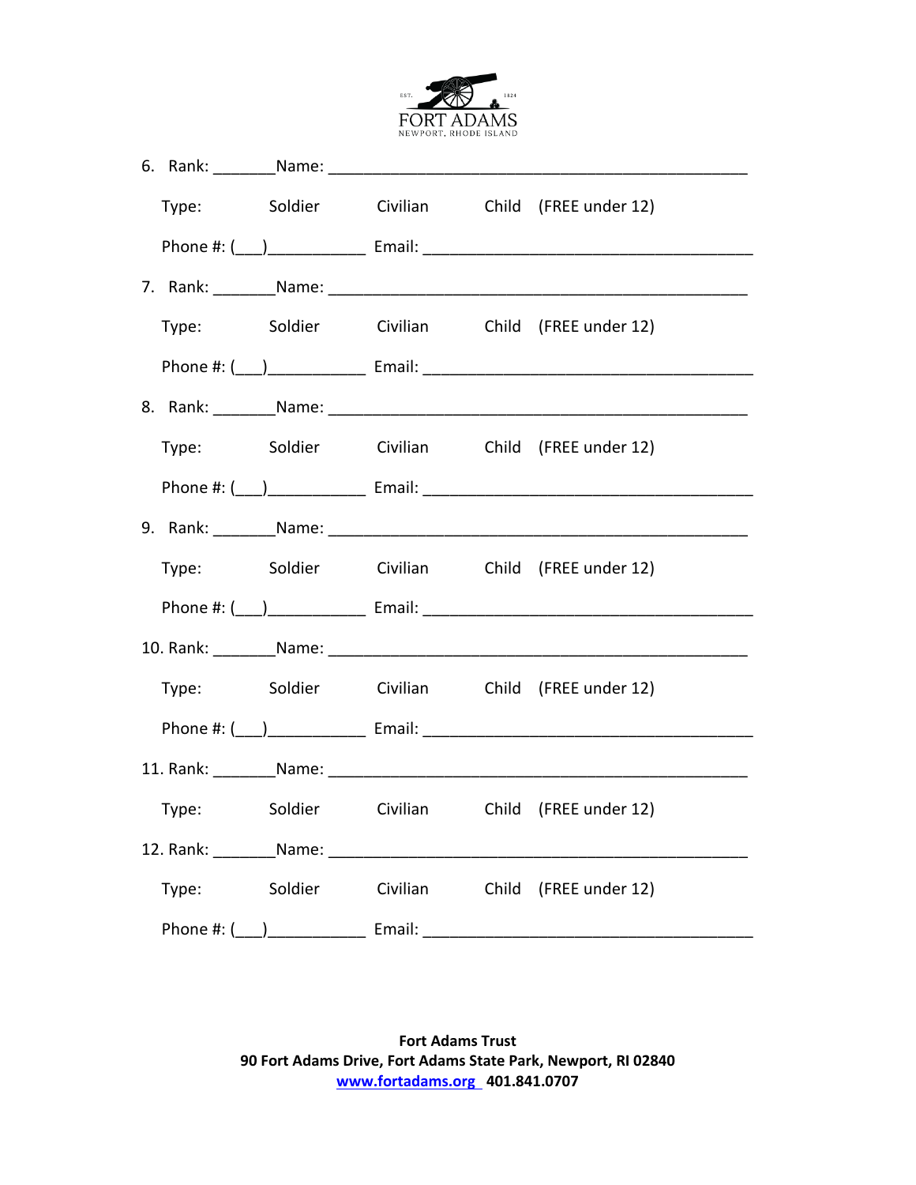FORT ADAMS
NEWPORT, RHODE ISLAND

6. Rank: _______Name: ___________________________________________________

   Type: Soldier Civilian Child (FREE under 12)

   Phone #: (___)___________ Email: _____________________________________

7. Rank: _______Name: ___________________________________________________

   Type: Soldier Civilian Child (FREE under 12)

   Phone #: (___)___________ Email: _____________________________________

8. Rank: _______Name: ___________________________________________________

   Type: Soldier Civilian Child (FREE under 12)

   Phone #: (___)___________ Email: _____________________________________

9. Rank: _______Name: ___________________________________________________

   Type: Soldier Civilian Child (FREE under 12)

   Phone #: (___)___________ Email: _____________________________________

10. Rank: _______Name: ___________________________________________________

   Type: Soldier Civilian Child (FREE under 12)

   Phone #: (___)___________ Email: _____________________________________

11. Rank: _______Name: ___________________________________________________

   Type: Soldier Civilian Child (FREE under 12)

12. Rank: _______Name: ___________________________________________________

   Type: Soldier Civilian Child (FREE under 12)

   Phone #: (___)___________ Email: _____________________________________

**Fort Adams Trust**
**90 Fort Adams Drive, Fort Adams State Park, Newport, RI 02840**
**www.fortadams.org 401.841.0707**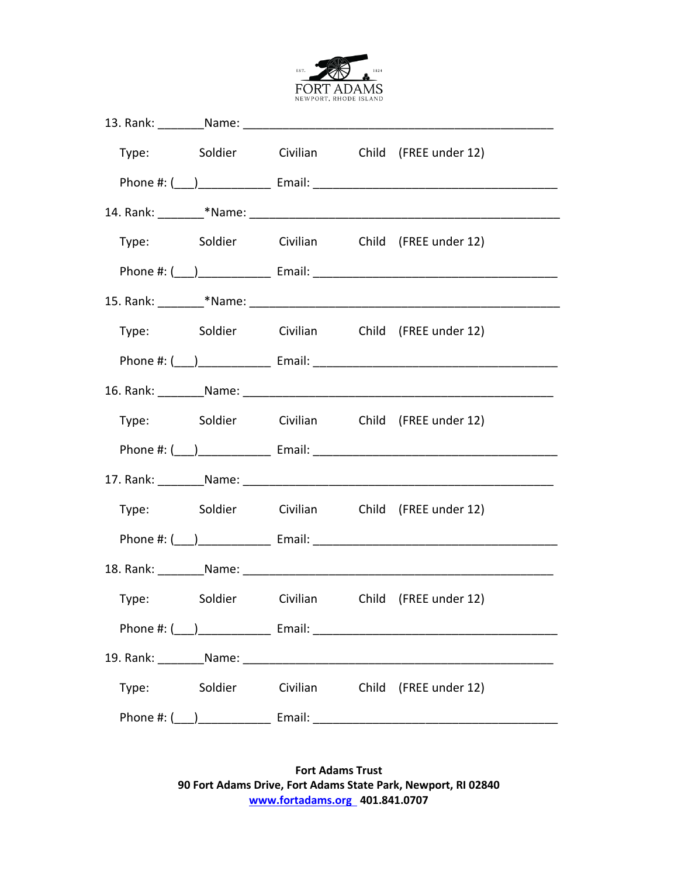FORT ADAMS
NEWPORT, RHODE ISLAND

13. Rank: _______Name: _______________________________________________

Type: Soldier Civilian Child (FREE under 12)

Phone #: (___)___________ Email: _____________________________________

14. Rank: _______*Name: ______________________________________________

Type: Soldier Civilian Child (FREE under 12)

Phone #: (___)___________ Email: _____________________________________

15. Rank: _______*Name: ______________________________________________

Type: Soldier Civilian Child (FREE under 12)

Phone #: (___)___________ Email: _____________________________________

16. Rank: _______Name: _______________________________________________

Type: Soldier Civilian Child (FREE under 12)

Phone #: (___)___________ Email: _____________________________________

17. Rank: _______Name: _______________________________________________

Type: Soldier Civilian Child (FREE under 12)

Phone #: (___)___________ Email: _____________________________________

18. Rank: _______Name: _______________________________________________

Type: Soldier Civilian Child (FREE under 12)

Phone #: (___)___________ Email: _____________________________________

19. Rank: _______Name: _______________________________________________

Type: Soldier Civilian Child (FREE under 12)

Phone #: (___)___________ Email: _____________________________________

**Fort Adams Trust**
**90 Fort Adams Drive, Fort Adams State Park, Newport, RI 02840**
**www.fortadams.org 401.841.0707**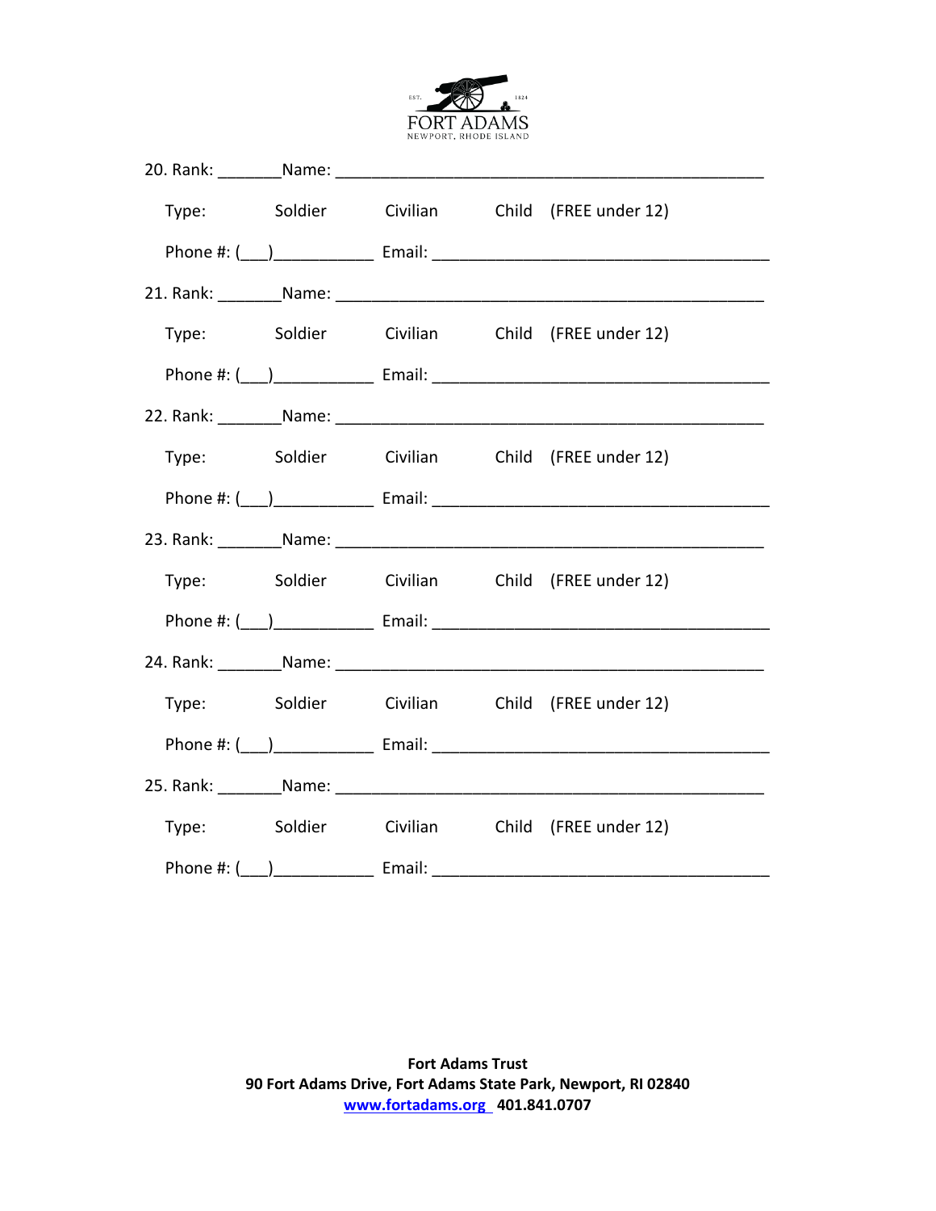FORT ADAMS
NEWPORT, RHODE ISLAND

20. Rank: _______Name: ________________________________________________

Type: Soldier Civilian Child (FREE under 12)

Phone #: (___)__________ Email: ___________________________________

21. Rank: _______Name: ________________________________________________

Type: Soldier Civilian Child (FREE under 12)

Phone #: (___)__________ Email: ___________________________________

22. Rank: _______Name: ________________________________________________

Type: Soldier Civilian Child (FREE under 12)

Phone #: (___)__________ Email: ___________________________________

23. Rank: _______Name: ________________________________________________

Type: Soldier Civilian Child (FREE under 12)

Phone #: (___)__________ Email: ___________________________________

24. Rank: _______Name: ________________________________________________

Type: Soldier Civilian Child (FREE under 12)

Phone #: (___)__________ Email: ___________________________________

25. Rank: _______Name: ________________________________________________

Type: Soldier Civilian Child (FREE under 12)

Phone #: (___)__________ Email: ___________________________________

**Fort Adams Trust**
**90 Fort Adams Drive, Fort Adams State Park, Newport, RI 02840**
**www.fortadams.org 401.841.0707**